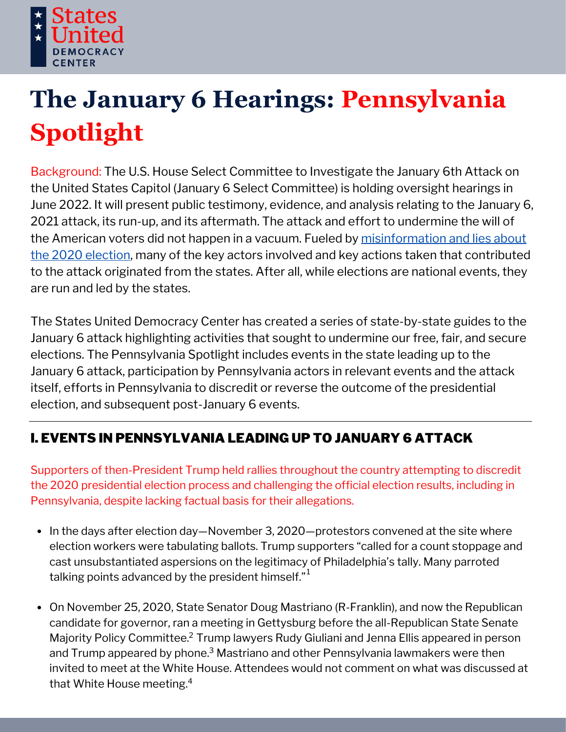States United DEMOCRACY CENTER

# The January 6 Hearings: Pennsylvania Spotlight

Background: The U.S. House Select Committee to Investigate the January 6th Attack on the United States Capitol (January 6 Select Committee) is holding oversight hearings in June 2022. It will present public testimony, evidence, and analysis relating to the January 6, 2021 attack, its run-up, and its aftermath. The attack and effort to undermine the will of the American voters did not happen in a vacuum. Fueled by [misinformation and lies about the 2020 election](), many of the key actors involved and key actions taken that contributed to the attack originated from the states. After all, while elections are national events, they are run and led by the states.

The States United Democracy Center has created a series of state-by-state guides to the January 6 attack highlighting activities that sought to undermine our free, fair, and secure elections. The Pennsylvania Spotlight includes events in the state leading up to the January 6 attack, participation by Pennsylvania actors in relevant events and the attack itself, efforts in Pennsylvania to discredit or reverse the outcome of the presidential election, and subsequent post-January 6 events.

---

## I. EVENTS IN PENNSYLVANIA LEADING UP TO JANUARY 6 ATTACK

Supporters of then-President Trump held rallies throughout the country attempting to discredit the 2020 presidential election process and challenging the official election results, including in Pennsylvania, despite lacking factual basis for their allegations.

- In the days after election day—November 3, 2020—protestors convened at the site where election workers were tabulating ballots. Trump supporters "called for a count stoppage and cast unsubstantiated aspersions on the legitimacy of Philadelphia's tally. Many parroted talking points advanced by the president himself."[1]

- On November 25, 2020, State Senator Doug Mastriano (R-Franklin), and now the Republican candidate for governor, ran a meeting in Gettysburg before the all-Republican State Senate Majority Policy Committee.[2] Trump lawyers Rudy Giuliani and Jenna Ellis appeared in person and Trump appeared by phone.[3] Mastriano and other Pennsylvania lawmakers were then invited to meet at the White House. Attendees would not comment on what was discussed at that White House meeting.[4]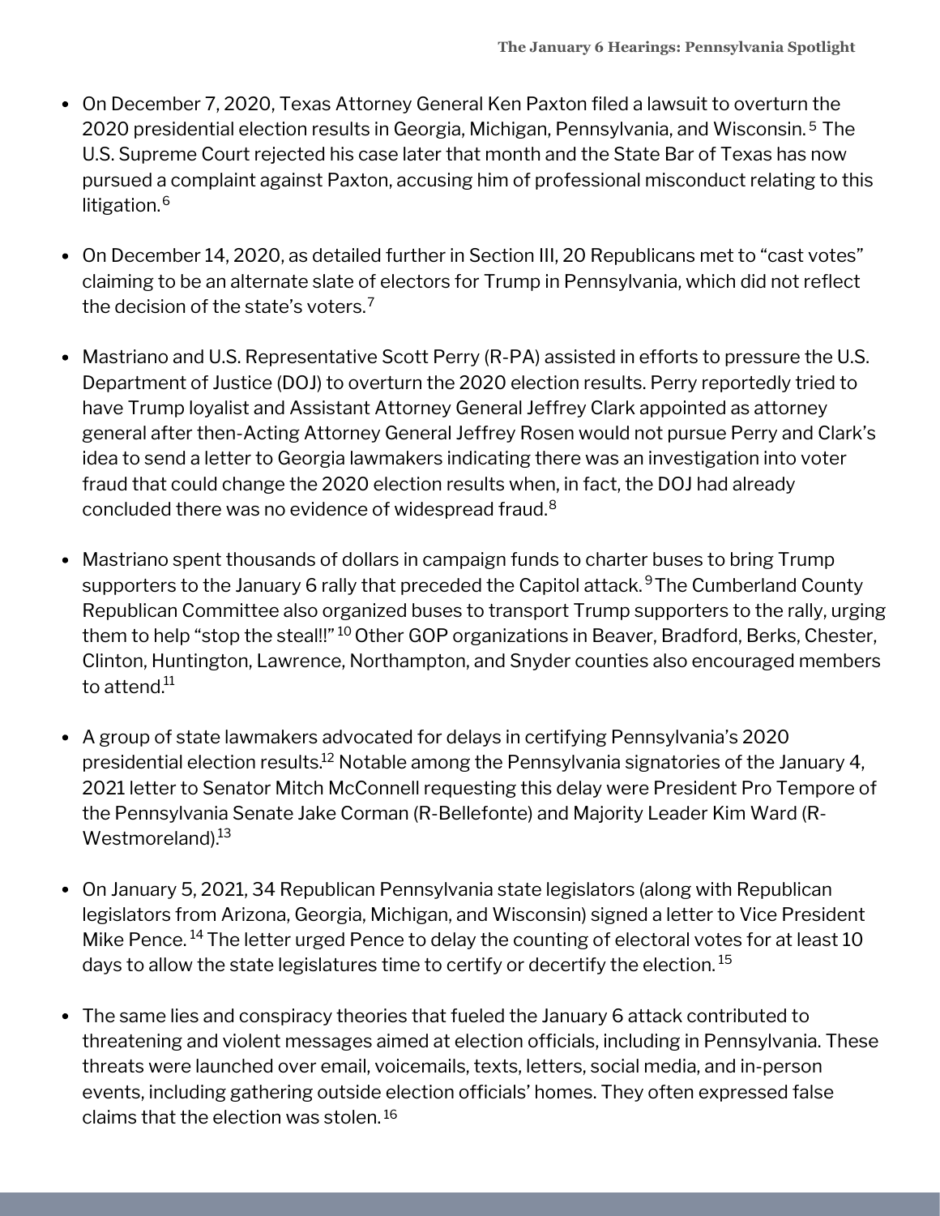- On December 7, 2020, Texas Attorney General Ken Paxton filed a lawsuit to overturn the 2020 presidential election results in Georgia, Michigan, Pennsylvania, and Wisconsin.[5] The U.S. Supreme Court rejected his case later that month and the State Bar of Texas has now pursued a complaint against Paxton, accusing him of professional misconduct relating to this litigation.[6]

- On December 14, 2020, as detailed further in Section III, 20 Republicans met to "cast votes" claiming to be an alternate slate of electors for Trump in Pennsylvania, which did not reflect the decision of the state's voters.[7]

- Mastriano and U.S. Representative Scott Perry (R-PA) assisted in efforts to pressure the U.S. Department of Justice (DOJ) to overturn the 2020 election results. Perry reportedly tried to have Trump loyalist and Assistant Attorney General Jeffrey Clark appointed as attorney general after then-Acting Attorney General Jeffrey Rosen would not pursue Perry and Clark's idea to send a letter to Georgia lawmakers indicating there was an investigation into voter fraud that could change the 2020 election results when, in fact, the DOJ had already concluded there was no evidence of widespread fraud.[8]

- Mastriano spent thousands of dollars in campaign funds to charter buses to bring Trump supporters to the January 6 rally that preceded the Capitol attack.[9] The Cumberland County Republican Committee also organized buses to transport Trump supporters to the rally, urging them to help "stop the steal!!"[10] Other GOP organizations in Beaver, Bradford, Berks, Chester, Clinton, Huntington, Lawrence, Northampton, and Snyder counties also encouraged members to attend.[11]

- A group of state lawmakers advocated for delays in certifying Pennsylvania's 2020 presidential election results.[12] Notable among the Pennsylvania signatories of the January 4, 2021 letter to Senator Mitch McConnell requesting this delay were President Pro Tempore of the Pennsylvania Senate Jake Corman (R-Bellefonte) and Majority Leader Kim Ward (R-Westmoreland).[13]

- On January 5, 2021, 34 Republican Pennsylvania state legislators (along with Republican legislators from Arizona, Georgia, Michigan, and Wisconsin) signed a letter to Vice President Mike Pence.[14] The letter urged Pence to delay the counting of electoral votes for at least 10 days to allow the state legislatures time to certify or decertify the election.[15]

- The same lies and conspiracy theories that fueled the January 6 attack contributed to threatening and violent messages aimed at election officials, including in Pennsylvania. These threats were launched over email, voicemails, texts, letters, social media, and in-person events, including gathering outside election officials' homes. They often expressed false claims that the election was stolen.[16]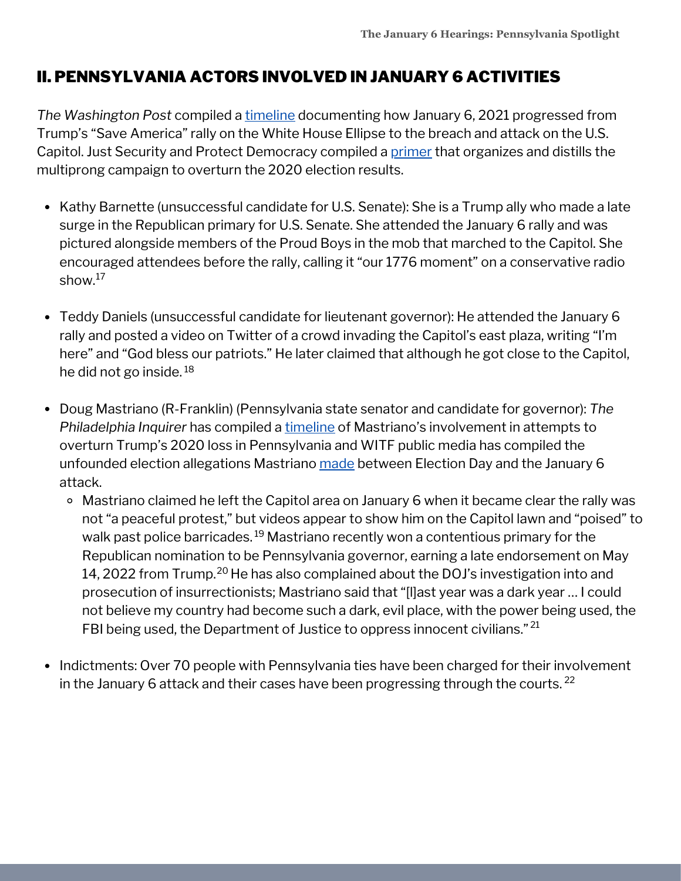## II. PENNSYLVANIA ACTORS INVOLVED IN JANUARY 6 ACTIVITIES

*The Washington Post* compiled a timeline documenting how January 6, 2021 progressed from Trump's "Save America" rally on the White House Ellipse to the breach and attack on the U.S. Capitol. Just Security and Protect Democracy compiled a primer that organizes and distills the multiprong campaign to overturn the 2020 election results.

- Kathy Barnette (unsuccessful candidate for U.S. Senate): She is a Trump ally who made a late surge in the Republican primary for U.S. Senate. She attended the January 6 rally and was pictured alongside members of the Proud Boys in the mob that marched to the Capitol. She encouraged attendees before the rally, calling it "our 1776 moment" on a conservative radio show.[17]

- Teddy Daniels (unsuccessful candidate for lieutenant governor): He attended the January 6 rally and posted a video on Twitter of a crowd invading the Capitol's east plaza, writing "I'm here" and "God bless our patriots." He later claimed that although he got close to the Capitol, he did not go inside.[18]

- Doug Mastriano (R-Franklin) (Pennsylvania state senator and candidate for governor): *The Philadelphia Inquirer* has compiled a timeline of Mastriano's involvement in attempts to overturn Trump's 2020 loss in Pennsylvania and WITF public media has compiled the unfounded election allegations Mastriano made between Election Day and the January 6 attack.
  - Mastriano claimed he left the Capitol area on January 6 when it became clear the rally was not "a peaceful protest," but videos appear to show him on the Capitol lawn and "poised" to walk past police barricades.[19] Mastriano recently won a contentious primary for the Republican nomination to be Pennsylvania governor, earning a late endorsement on May 14, 2022 from Trump.[20] He has also complained about the DOJ's investigation into and prosecution of insurrectionists; Mastriano said that "[l]ast year was a dark year … I could not believe my country had become such a dark, evil place, with the power being used, the FBI being used, the Department of Justice to oppress innocent civilians."[21]

- Indictments: Over 70 people with Pennsylvania ties have been charged for their involvement in the January 6 attack and their cases have been progressing through the courts.[22]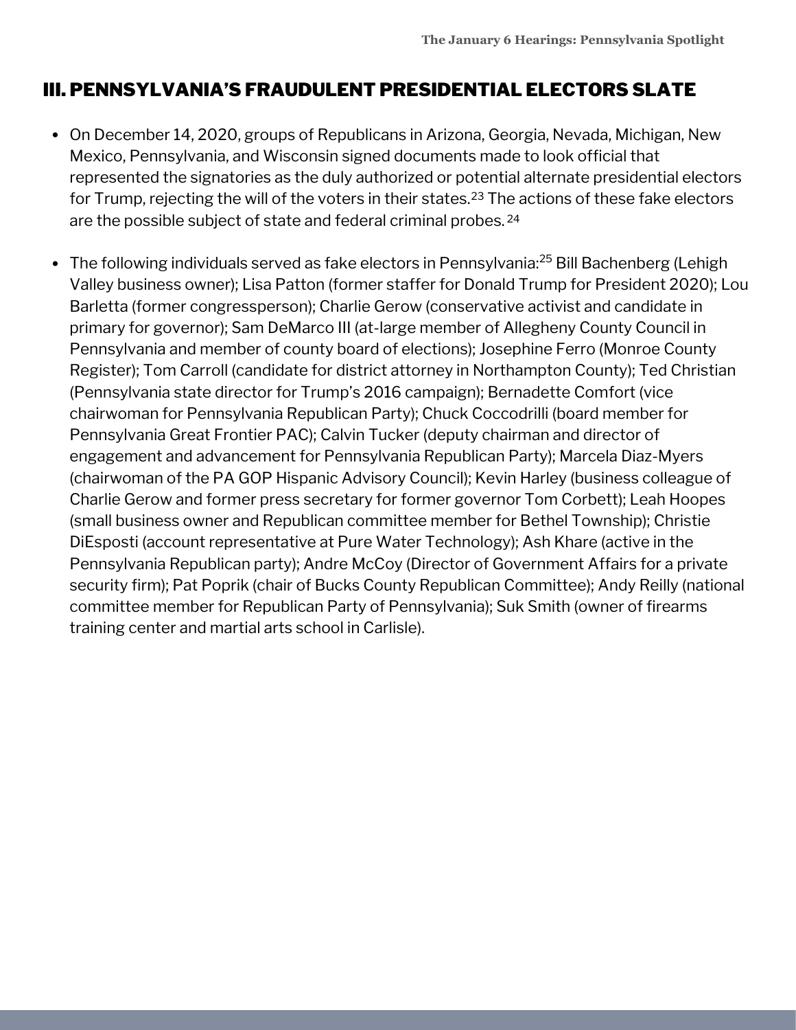## III. PENNSYLVANIA'S FRAUDULENT PRESIDENTIAL ELECTORS SLATE

- On December 14, 2020, groups of Republicans in Arizona, Georgia, Nevada, Michigan, New Mexico, Pennsylvania, and Wisconsin signed documents made to look official that represented the signatories as the duly authorized or potential alternate presidential electors for Trump, rejecting the will of the voters in their states.[23] The actions of these fake electors are the possible subject of state and federal criminal probes.[24]

- The following individuals served as fake electors in Pennsylvania:[25] Bill Bachenberg (Lehigh Valley business owner); Lisa Patton (former staffer for Donald Trump for President 2020); Lou Barletta (former congressperson); Charlie Gerow (conservative activist and candidate in primary for governor); Sam DeMarco III (at-large member of Allegheny County Council in Pennsylvania and member of county board of elections); Josephine Ferro (Monroe County Register); Tom Carroll (candidate for district attorney in Northampton County); Ted Christian (Pennsylvania state director for Trump's 2016 campaign); Bernadette Comfort (vice chairwoman for Pennsylvania Republican Party); Chuck Coccodrilli (board member for Pennsylvania Great Frontier PAC); Calvin Tucker (deputy chairman and director of engagement and advancement for Pennsylvania Republican Party); Marcela Diaz-Myers (chairwoman of the PA GOP Hispanic Advisory Council); Kevin Harley (business colleague of Charlie Gerow and former press secretary for former governor Tom Corbett); Leah Hoopes (small business owner and Republican committee member for Bethel Township); Christie DiEsposti (account representative at Pure Water Technology); Ash Khare (active in the Pennsylvania Republican party); Andre McCoy (Director of Government Affairs for a private security firm); Pat Poprik (chair of Bucks County Republican Committee); Andy Reilly (national committee member for Republican Party of Pennsylvania); Suk Smith (owner of firearms training center and martial arts school in Carlisle).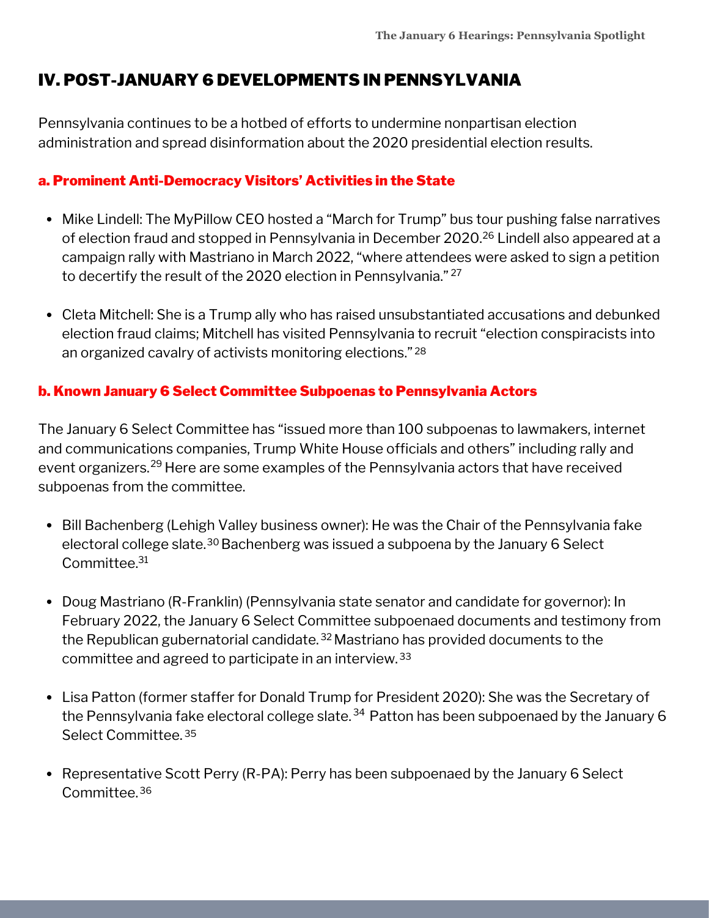## IV. POST-JANUARY 6 DEVELOPMENTS IN PENNSYLVANIA

Pennsylvania continues to be a hotbed of efforts to undermine nonpartisan election administration and spread disinformation about the 2020 presidential election results.

### a. Prominent Anti-Democracy Visitors' Activities in the State

- Mike Lindell: The MyPillow CEO hosted a "March for Trump" bus tour pushing false narratives of election fraud and stopped in Pennsylvania in December 2020.[26] Lindell also appeared at a campaign rally with Mastriano in March 2022, "where attendees were asked to sign a petition to decertify the result of the 2020 election in Pennsylvania."[27]

- Cleta Mitchell: She is a Trump ally who has raised unsubstantiated accusations and debunked election fraud claims; Mitchell has visited Pennsylvania to recruit "election conspiracists into an organized cavalry of activists monitoring elections."[28]

### b. Known January 6 Select Committee Subpoenas to Pennsylvania Actors

The January 6 Select Committee has "issued more than 100 subpoenas to lawmakers, internet and communications companies, Trump White House officials and others" including rally and event organizers.[29] Here are some examples of the Pennsylvania actors that have received subpoenas from the committee.

- Bill Bachenberg (Lehigh Valley business owner): He was the Chair of the Pennsylvania fake electoral college slate.[30] Bachenberg was issued a subpoena by the January 6 Select Committee.[31]

- Doug Mastriano (R-Franklin) (Pennsylvania state senator and candidate for governor): In February 2022, the January 6 Select Committee subpoenaed documents and testimony from the Republican gubernatorial candidate.[32] Mastriano has provided documents to the committee and agreed to participate in an interview.[33]

- Lisa Patton (former staffer for Donald Trump for President 2020): She was the Secretary of the Pennsylvania fake electoral college slate.[34] Patton has been subpoenaed by the January 6 Select Committee.[35]

- Representative Scott Perry (R-PA): Perry has been subpoenaed by the January 6 Select Committee.[36]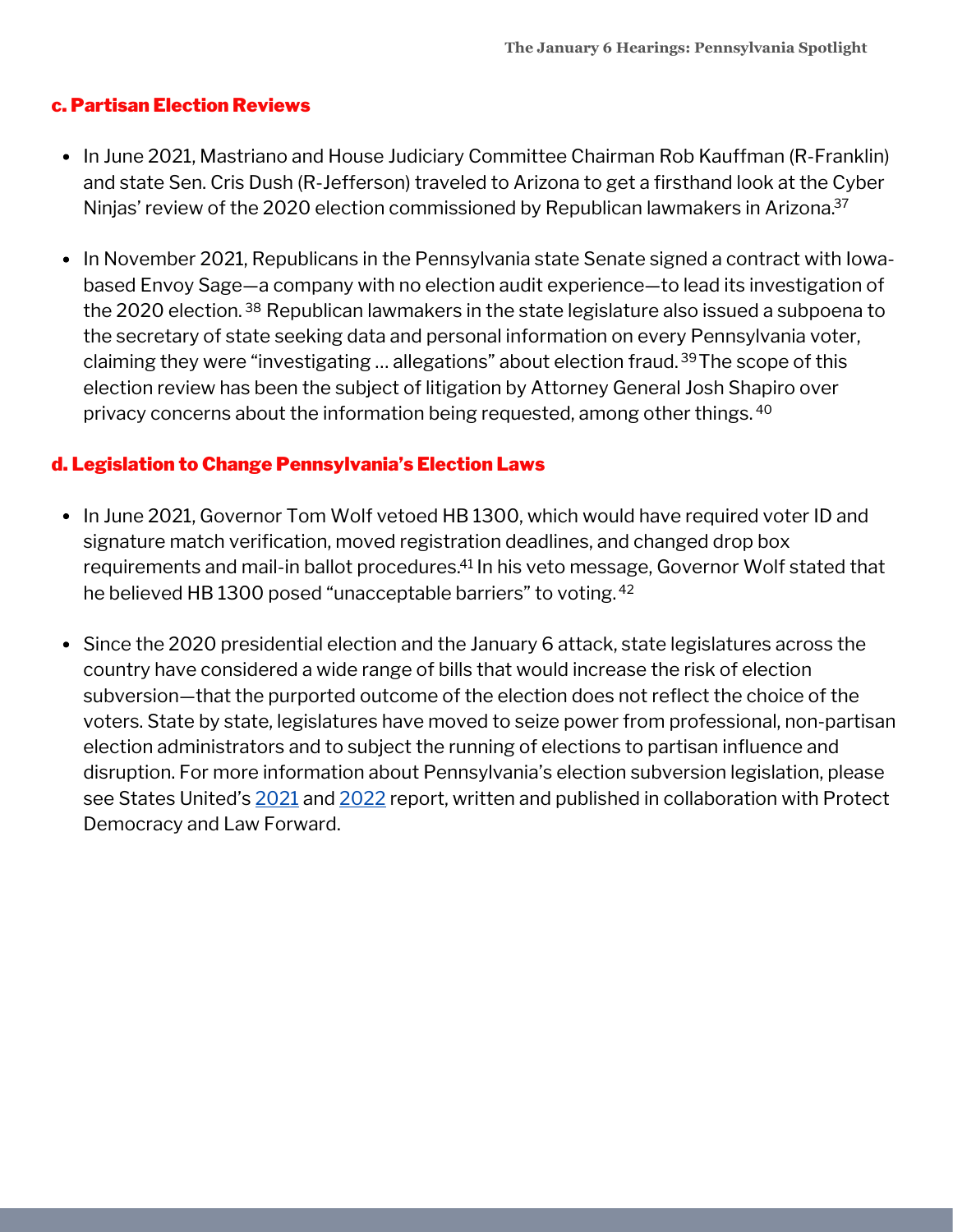## c. Partisan Election Reviews

- In June 2021, Mastriano and House Judiciary Committee Chairman Rob Kauffman (R-Franklin) and state Sen. Cris Dush (R-Jefferson) traveled to Arizona to get a firsthand look at the Cyber Ninjas' review of the 2020 election commissioned by Republican lawmakers in Arizona.[37]

- In November 2021, Republicans in the Pennsylvania state Senate signed a contract with Iowa-based Envoy Sage—a company with no election audit experience—to lead its investigation of the 2020 election.[38] Republican lawmakers in the state legislature also issued a subpoena to the secretary of state seeking data and personal information on every Pennsylvania voter, claiming they were "investigating … allegations" about election fraud.[39] The scope of this election review has been the subject of litigation by Attorney General Josh Shapiro over privacy concerns about the information being requested, among other things.[40]

## d. Legislation to Change Pennsylvania's Election Laws

- In June 2021, Governor Tom Wolf vetoed HB 1300, which would have required voter ID and signature match verification, moved registration deadlines, and changed drop box requirements and mail-in ballot procedures.[41] In his veto message, Governor Wolf stated that he believed HB 1300 posed "unacceptable barriers" to voting.[42]

- Since the 2020 presidential election and the January 6 attack, state legislatures across the country have considered a wide range of bills that would increase the risk of election subversion—that the purported outcome of the election does not reflect the choice of the voters. State by state, legislatures have moved to seize power from professional, non-partisan election administrators and to subject the running of elections to partisan influence and disruption. For more information about Pennsylvania's election subversion legislation, please see States United's 2021 and 2022 report, written and published in collaboration with Protect Democracy and Law Forward.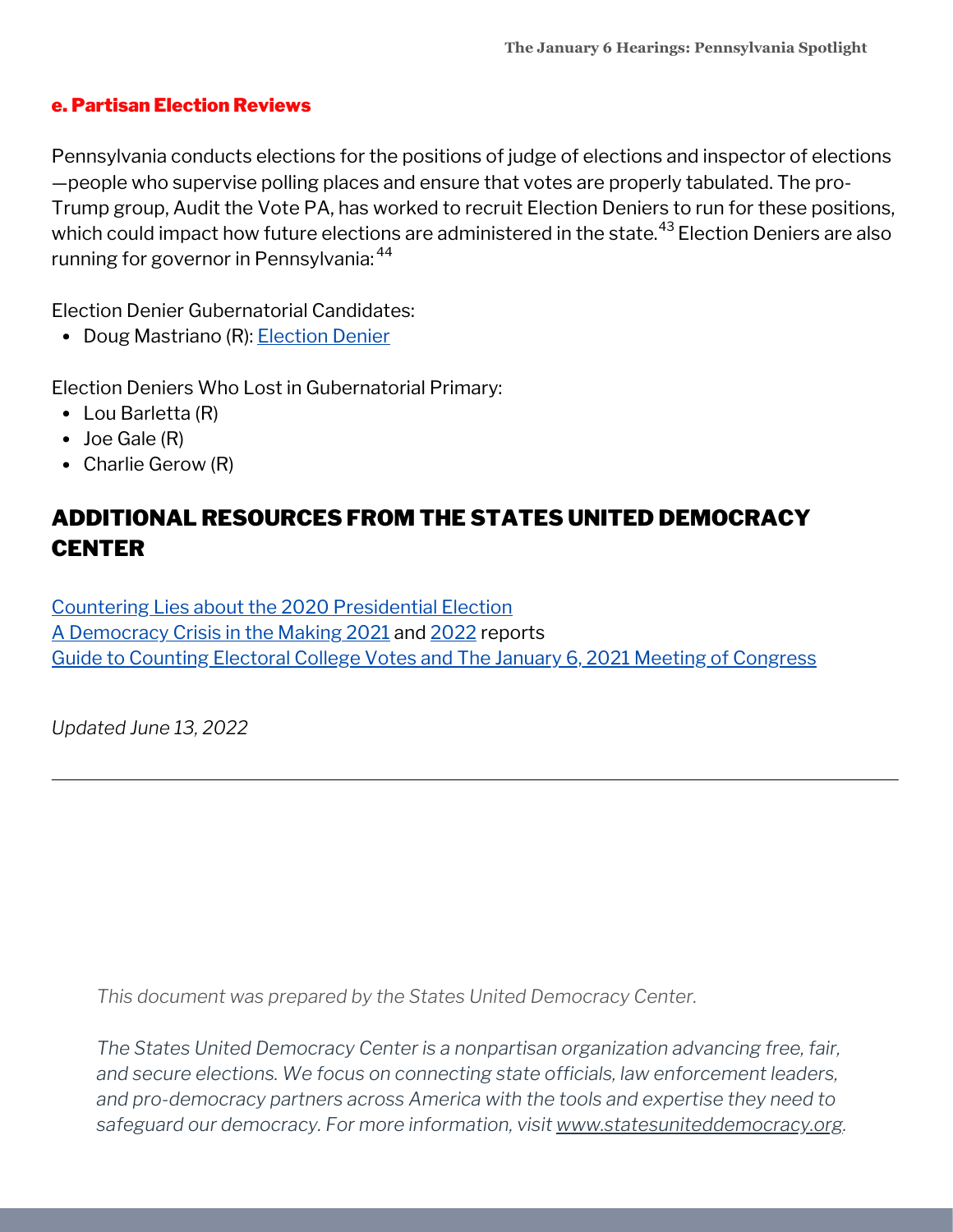#### e. Partisan Election Reviews

Pennsylvania conducts elections for the positions of judge of elections and inspector of elections —people who supervise polling places and ensure that votes are properly tabulated. The pro-Trump group, Audit the Vote PA, has worked to recruit Election Deniers to run for these positions, which could impact how future elections are administered in the state.[43] Election Deniers are also running for governor in Pennsylvania:[44]

Election Denier Gubernatorial Candidates:

- Doug Mastriano (R): Election Denier

Election Deniers Who Lost in Gubernatorial Primary:

- Lou Barletta (R)
- Joe Gale (R)
- Charlie Gerow (R)

## ADDITIONAL RESOURCES FROM THE STATES UNITED DEMOCRACY CENTER

Countering Lies about the 2020 Presidential Election
A Democracy Crisis in the Making 2021 and 2022 reports
Guide to Counting Electoral College Votes and The January 6, 2021 Meeting of Congress

*Updated June 13, 2022*

---

*This document was prepared by the States United Democracy Center.*

*The States United Democracy Center is a nonpartisan organization advancing free, fair, and secure elections. We focus on connecting state officials, law enforcement leaders, and pro-democracy partners across America with the tools and expertise they need to safeguard our democracy. For more information, visit www.statesuniteddemocracy.org.*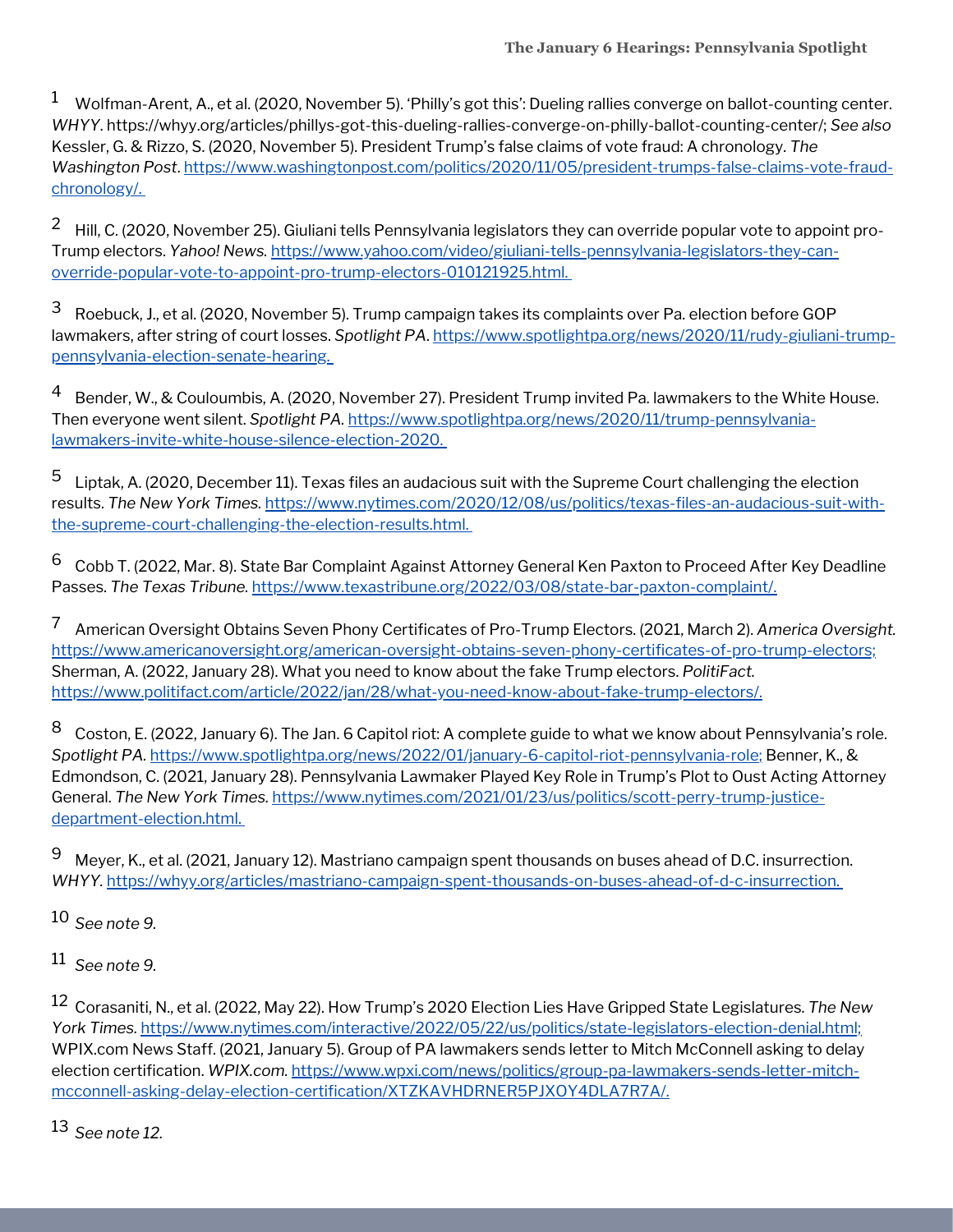1 Wolfman-Arent, A., et al. (2020, November 5). 'Philly's got this': Dueling rallies converge on ballot-counting center. *WHYY*. https://whyy.org/articles/phillys-got-this-dueling-rallies-converge-on-philly-ballot-counting-center/; *See also* Kessler, G. & Rizzo, S. (2020, November 5). President Trump's false claims of vote fraud: A chronology. *The Washington Post*. https://www.washingtonpost.com/politics/2020/11/05/president-trumps-false-claims-vote-fraud-chronology/.

2 Hill, C. (2020, November 25). Giuliani tells Pennsylvania legislators they can override popular vote to appoint pro-Trump electors. *Yahoo! News*. https://www.yahoo.com/video/giuliani-tells-pennsylvania-legislators-they-can-override-popular-vote-to-appoint-pro-trump-electors-010121925.html.

3 Roebuck, J., et al. (2020, November 5). Trump campaign takes its complaints over Pa. election before GOP lawmakers, after string of court losses. *Spotlight PA*. https://www.spotlightpa.org/news/2020/11/rudy-giuliani-trump-pennsylvania-election-senate-hearing.

4 Bender, W., & Couloumbis, A. (2020, November 27). President Trump invited Pa. lawmakers to the White House. Then everyone went silent. *Spotlight PA*. https://www.spotlightpa.org/news/2020/11/trump-pennsylvania-lawmakers-invite-white-house-silence-election-2020.

5 Liptak, A. (2020, December 11). Texas files an audacious suit with the Supreme Court challenging the election results. *The New York Times*. https://www.nytimes.com/2020/12/08/us/politics/texas-files-an-audacious-suit-with-the-supreme-court-challenging-the-election-results.html.

6 Cobb T. (2022, Mar. 8). State Bar Complaint Against Attorney General Ken Paxton to Proceed After Key Deadline Passes. *The Texas Tribune*. https://www.texastribune.org/2022/03/08/state-bar-paxton-complaint/.

7 American Oversight Obtains Seven Phony Certificates of Pro-Trump Electors. (2021, March 2). *America Oversight*. https://www.americanoversight.org/american-oversight-obtains-seven-phony-certificates-of-pro-trump-electors; Sherman, A. (2022, January 28). What you need to know about the fake Trump electors. *PolitiFact*. https://www.politifact.com/article/2022/jan/28/what-you-need-know-about-fake-trump-electors/.

8 Coston, E. (2022, January 6). The Jan. 6 Capitol riot: A complete guide to what we know about Pennsylvania's role. *Spotlight PA*. https://www.spotlightpa.org/news/2022/01/january-6-capitol-riot-pennsylvania-role; Benner, K., & Edmondson, C. (2021, January 28). Pennsylvania Lawmaker Played Key Role in Trump's Plot to Oust Acting Attorney General. *The New York Times*. https://www.nytimes.com/2021/01/23/us/politics/scott-perry-trump-justice-department-election.html.

9 Meyer, K., et al. (2021, January 12). Mastriano campaign spent thousands on buses ahead of D.C. insurrection. *WHYY*. https://whyy.org/articles/mastriano-campaign-spent-thousands-on-buses-ahead-of-d-c-insurrection.

10 *See note 9.*

11 *See note 9.*

12 Corasaniti, N., et al. (2022, May 22). How Trump's 2020 Election Lies Have Gripped State Legislatures. *The New York Times*. https://www.nytimes.com/interactive/2022/05/22/us/politics/state-legislators-election-denial.html; WPIX.com News Staff. (2021, January 5). Group of PA lawmakers sends letter to Mitch McConnell asking to delay election certification. *WPIX.com*. https://www.wpxi.com/news/politics/group-pa-lawmakers-sends-letter-mitch-mcconnell-asking-delay-election-certification/XTZKAVHDRNER5PJXOY4DLA7R7A/.

13 *See note 12.*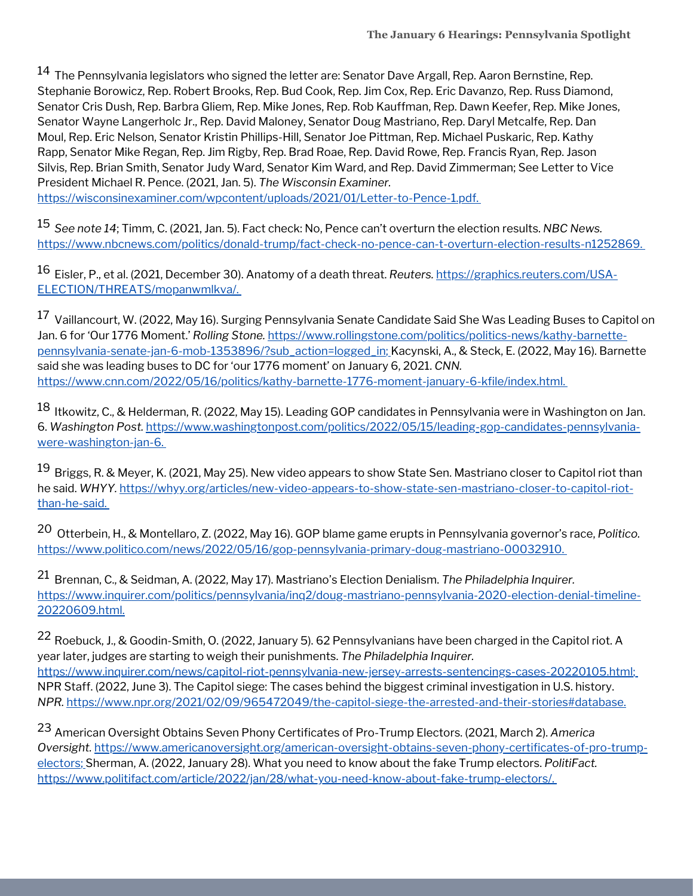[14] The Pennsylvania legislators who signed the letter are: Senator Dave Argall, Rep. Aaron Bernstine, Rep. Stephanie Borowicz, Rep. Robert Brooks, Rep. Bud Cook, Rep. Jim Cox, Rep. Eric Davanzo, Rep. Russ Diamond, Senator Cris Dush, Rep. Barbra Gliem, Rep. Mike Jones, Rep. Rob Kauffman, Rep. Dawn Keefer, Rep. Mike Jones, Senator Wayne Langerholc Jr., Rep. David Maloney, Senator Doug Mastriano, Rep. Daryl Metcalfe, Rep. Dan Moul, Rep. Eric Nelson, Senator Kristin Phillips-Hill, Senator Joe Pittman, Rep. Michael Puskaric, Rep. Kathy Rapp, Senator Mike Regan, Rep. Jim Rigby, Rep. Brad Roae, Rep. David Rowe, Rep. Francis Ryan, Rep. Jason Silvis, Rep. Brian Smith, Senator Judy Ward, Senator Kim Ward, and Rep. David Zimmerman; See Letter to Vice President Michael R. Pence. (2021, Jan. 5). *The Wisconsin Examiner.* https://wisconsinexaminer.com/wpcontent/uploads/2021/01/Letter-to-Pence-1.pdf.

[15] *See note 14*; Timm, C. (2021, Jan. 5). Fact check: No, Pence can't overturn the election results. *NBC News.* https://www.nbcnews.com/politics/donald-trump/fact-check-no-pence-can-t-overturn-election-results-n1252869.

[16] Eisler, P., et al. (2021, December 30). Anatomy of a death threat. *Reuters.* https://graphics.reuters.com/USA-ELECTION/THREATS/mopanwmlkva/.

[17] Vaillancourt, W. (2022, May 16). Surging Pennsylvania Senate Candidate Said She Was Leading Buses to Capitol on Jan. 6 for 'Our 1776 Moment.' *Rolling Stone.* https://www.rollingstone.com/politics/politics-news/kathy-barnette-pennsylvania-senate-jan-6-mob-1353896/?sub_action=logged_in; Kacynski, A., & Steck, E. (2022, May 16). Barnette said she was leading buses to DC for 'our 1776 moment' on January 6, 2021. *CNN.* https://www.cnn.com/2022/05/16/politics/kathy-barnette-1776-moment-january-6-kfile/index.html.

[18] Itkowitz, C., & Helderman, R. (2022, May 15). Leading GOP candidates in Pennsylvania were in Washington on Jan. 6. *Washington Post.* https://www.washingtonpost.com/politics/2022/05/15/leading-gop-candidates-pennsylvania-were-washington-jan-6.

[19] Briggs, R. & Meyer, K. (2021, May 25). New video appears to show State Sen. Mastriano closer to Capitol riot than he said. *WHYY.* https://whyy.org/articles/new-video-appears-to-show-state-sen-mastriano-closer-to-capitol-riot-than-he-said.

[20] Otterbein, H., & Montellaro, Z. (2022, May 16). GOP blame game erupts in Pennsylvania governor's race, *Politico.* https://www.politico.com/news/2022/05/16/gop-pennsylvania-primary-doug-mastriano-00032910.

[21] Brennan, C., & Seidman, A. (2022, May 17). Mastriano's Election Denialism. *The Philadelphia Inquirer.* https://www.inquirer.com/politics/pennsylvania/inq2/doug-mastriano-pennsylvania-2020-election-denial-timeline-20220609.html.

[22] Roebuck, J., & Goodin-Smith, O. (2022, January 5). 62 Pennsylvanians have been charged in the Capitol riot. A year later, judges are starting to weigh their punishments. *The Philadelphia Inquirer.* https://www.inquirer.com/news/capitol-riot-pennsylvania-new-jersey-arrests-sentencings-cases-20220105.html; NPR Staff. (2022, June 3). The Capitol siege: The cases behind the biggest criminal investigation in U.S. history. *NPR.* https://www.npr.org/2021/02/09/965472049/the-capitol-siege-the-arrested-and-their-stories#database.

[23] American Oversight Obtains Seven Phony Certificates of Pro-Trump Electors. (2021, March 2). *America Oversight.* https://www.americanoversight.org/american-oversight-obtains-seven-phony-certificates-of-pro-trump-electors; Sherman, A. (2022, January 28). What you need to know about the fake Trump electors. *PolitiFact.* https://www.politifact.com/article/2022/jan/28/what-you-need-know-about-fake-trump-electors/.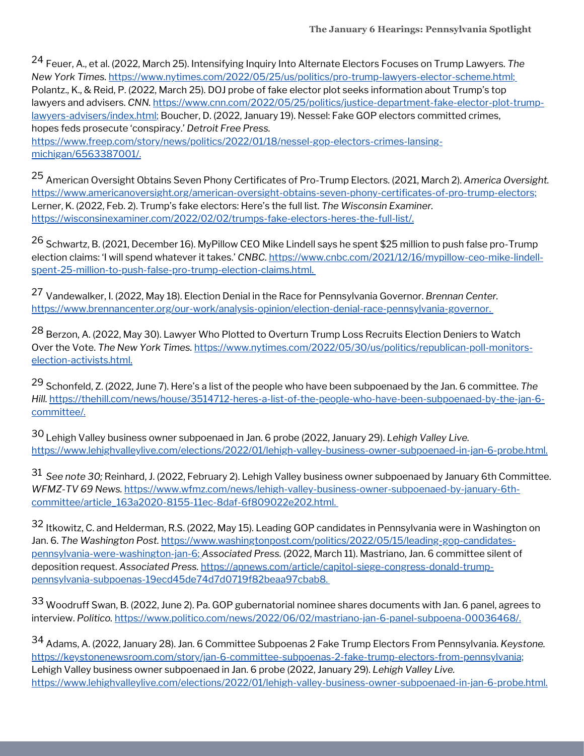[24] Feuer, A., et al. (2022, March 25). Intensifying Inquiry Into Alternate Electors Focuses on Trump Lawyers. *The New York Times.* https://www.nytimes.com/2022/05/25/us/politics/pro-trump-lawyers-elector-scheme.html; Polantz., K., & Reid, P. (2022, March 25). DOJ probe of fake elector plot seeks information about Trump's top lawyers and advisers. *CNN.* https://www.cnn.com/2022/05/25/politics/justice-department-fake-elector-plot-trump-lawyers-advisers/index.html; Boucher, D. (2022, January 19). Nessel: Fake GOP electors committed crimes, hopes feds prosecute 'conspiracy.' *Detroit Free Press.* https://www.freep.com/story/news/politics/2022/01/18/nessel-gop-electors-crimes-lansing-michigan/6563387001/.

[25] American Oversight Obtains Seven Phony Certificates of Pro-Trump Electors. (2021, March 2). *America Oversight.* https://www.americanoversight.org/american-oversight-obtains-seven-phony-certificates-of-pro-trump-electors; Lerner, K. (2022, Feb. 2). Trump's fake electors: Here's the full list. *The Wisconsin Examiner.* https://wisconsinexaminer.com/2022/02/02/trumps-fake-electors-heres-the-full-list/.

[26] Schwartz, B. (2021, December 16). MyPillow CEO Mike Lindell says he spent $25 million to push false pro-Trump election claims: 'I will spend whatever it takes.' *CNBC.* https://www.cnbc.com/2021/12/16/mypillow-ceo-mike-lindell-spent-25-million-to-push-false-pro-trump-election-claims.html.

[27] Vandewalker, I. (2022, May 18). Election Denial in the Race for Pennsylvania Governor. *Brennan Center.* https://www.brennancenter.org/our-work/analysis-opinion/election-denial-race-pennsylvania-governor.

[28] Berzon, A. (2022, May 30). Lawyer Who Plotted to Overturn Trump Loss Recruits Election Deniers to Watch Over the Vote. *The New York Times.* https://www.nytimes.com/2022/05/30/us/politics/republican-poll-monitors-election-activists.html.

[29] Schonfeld, Z. (2022, June 7). Here's a list of the people who have been subpoenaed by the Jan. 6 committee. *The Hill.* https://thehill.com/news/house/3514712-heres-a-list-of-the-people-who-have-been-subpoenaed-by-the-jan-6-committee/.

[30] Lehigh Valley business owner subpoenaed in Jan. 6 probe (2022, January 29). *Lehigh Valley Live.* https://www.lehighvalleylive.com/elections/2022/01/lehigh-valley-business-owner-subpoenaed-in-jan-6-probe.html.

[31] *See note 30;* Reinhard, J. (2022, February 2). Lehigh Valley business owner subpoenaed by January 6th Committee. *WFMZ-TV 69 News.* https://www.wfmz.com/news/lehigh-valley-business-owner-subpoenaed-by-january-6th-committee/article_163a2020-8155-11ec-8daf-6f809022e202.html.

[32] Itkowitz, C. and Helderman, R.S. (2022, May 15). Leading GOP candidates in Pennsylvania were in Washington on Jan. 6. *The Washington Post.* https://www.washingtonpost.com/politics/2022/05/15/leading-gop-candidates-pennsylvania-were-washington-jan-6; *Associated Press.* (2022, March 11). Mastriano, Jan. 6 committee silent of deposition request. *Associated Press.* https://apnews.com/article/capitol-siege-congress-donald-trump-pennsylvania-subpoenas-19ecd45de74d7d0719f82beaa97cbab8.

[33] Woodruff Swan, B. (2022, June 2). Pa. GOP gubernatorial nominee shares documents with Jan. 6 panel, agrees to interview. *Politico.* https://www.politico.com/news/2022/06/02/mastriano-jan-6-panel-subpoena-00036468/.

[34] Adams, A. (2022, January 28). Jan. 6 Committee Subpoenas 2 Fake Trump Electors From Pennsylvania. *Keystone.* https://keystonenewsroom.com/story/jan-6-committee-subpoenas-2-fake-trump-electors-from-pennsylvania; Lehigh Valley business owner subpoenaed in Jan. 6 probe (2022, January 29). *Lehigh Valley Live.* https://www.lehighvalleylive.com/elections/2022/01/lehigh-valley-business-owner-subpoenaed-in-jan-6-probe.html.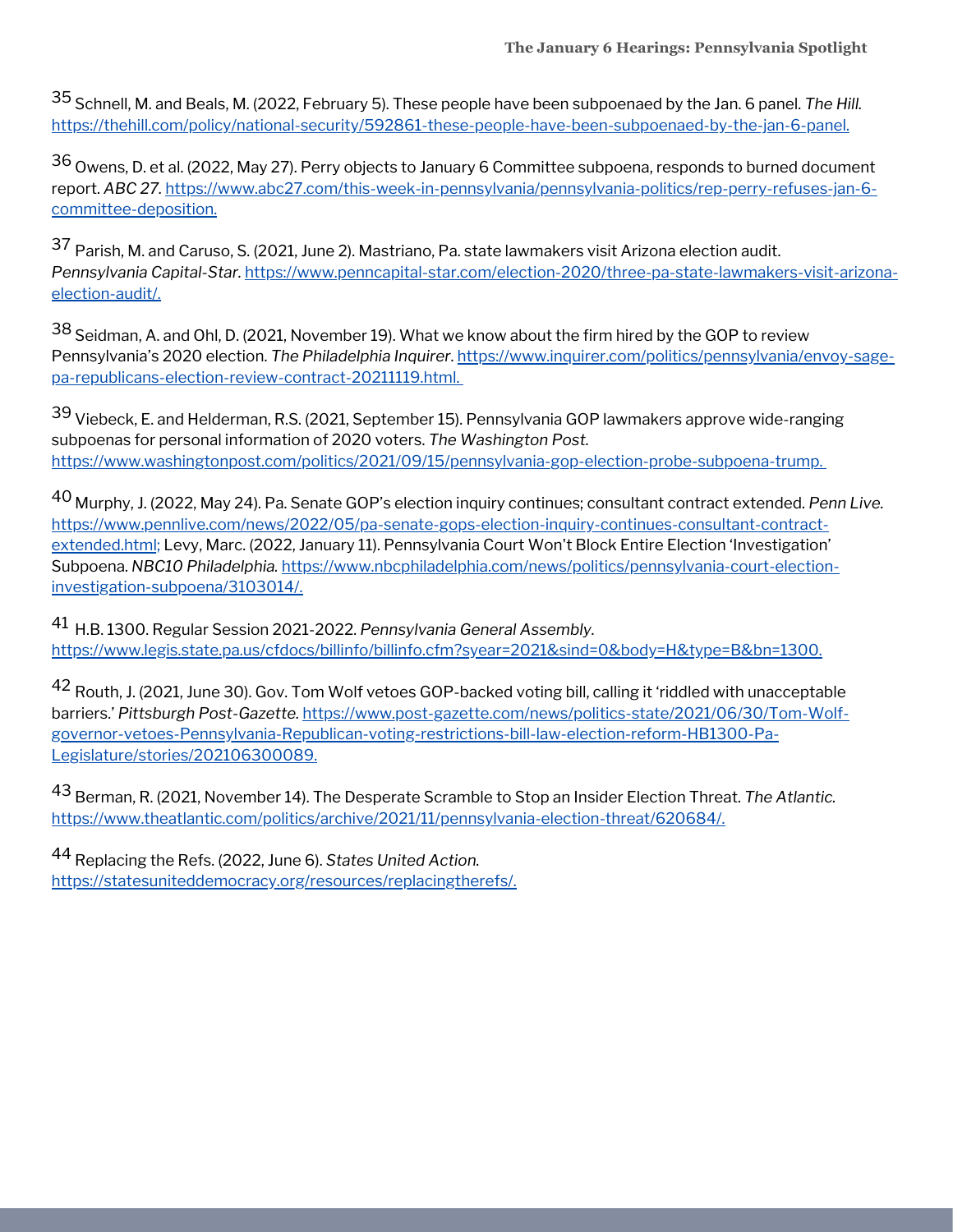[35] Schnell, M. and Beals, M. (2022, February 5). These people have been subpoenaed by the Jan. 6 panel. *The Hill.* https://thehill.com/policy/national-security/592861-these-people-have-been-subpoenaed-by-the-jan-6-panel.

[36] Owens, D. et al. (2022, May 27). Perry objects to January 6 Committee subpoena, responds to burned document report. *ABC 27.* https://www.abc27.com/this-week-in-pennsylvania/pennsylvania-politics/rep-perry-refuses-jan-6-committee-deposition.

[37] Parish, M. and Caruso, S. (2021, June 2). Mastriano, Pa. state lawmakers visit Arizona election audit. *Pennsylvania Capital-Star.* https://www.penncapital-star.com/election-2020/three-pa-state-lawmakers-visit-arizona-election-audit/.

[38] Seidman, A. and Ohl, D. (2021, November 19). What we know about the firm hired by the GOP to review Pennsylvania's 2020 election. *The Philadelphia Inquirer.* https://www.inquirer.com/politics/pennsylvania/envoy-sage-pa-republicans-election-review-contract-20211119.html.

[39] Viebeck, E. and Helderman, R.S. (2021, September 15). Pennsylvania GOP lawmakers approve wide-ranging subpoenas for personal information of 2020 voters. *The Washington Post.* https://www.washingtonpost.com/politics/2021/09/15/pennsylvania-gop-election-probe-subpoena-trump.

[40] Murphy, J. (2022, May 24). Pa. Senate GOP's election inquiry continues; consultant contract extended. *Penn Live.* https://www.pennlive.com/news/2022/05/pa-senate-gops-election-inquiry-continues-consultant-contract-extended.html; Levy, Marc. (2022, January 11). Pennsylvania Court Won't Block Entire Election 'Investigation' Subpoena. *NBC10 Philadelphia.* https://www.nbcphiladelphia.com/news/politics/pennsylvania-court-election-investigation-subpoena/3103014/.

[41] H.B. 1300. Regular Session 2021-2022. *Pennsylvania General Assembly.* https://www.legis.state.pa.us/cfdocs/billinfo/billinfo.cfm?syear=2021&sind=0&body=H&type=B&bn=1300.

[42] Routh, J. (2021, June 30). Gov. Tom Wolf vetoes GOP-backed voting bill, calling it 'riddled with unacceptable barriers.' *Pittsburgh Post-Gazette.* https://www.post-gazette.com/news/politics-state/2021/06/30/Tom-Wolf-governor-vetoes-Pennsylvania-Republican-voting-restrictions-bill-law-election-reform-HB1300-Pa-Legislature/stories/202106300089.

[43] Berman, R. (2021, November 14). The Desperate Scramble to Stop an Insider Election Threat. *The Atlantic.* https://www.theatlantic.com/politics/archive/2021/11/pennsylvania-election-threat/620684/.

[44] Replacing the Refs. (2022, June 6). *States United Action.* https://statesuniteddemocracy.org/resources/replacingtherefs/.